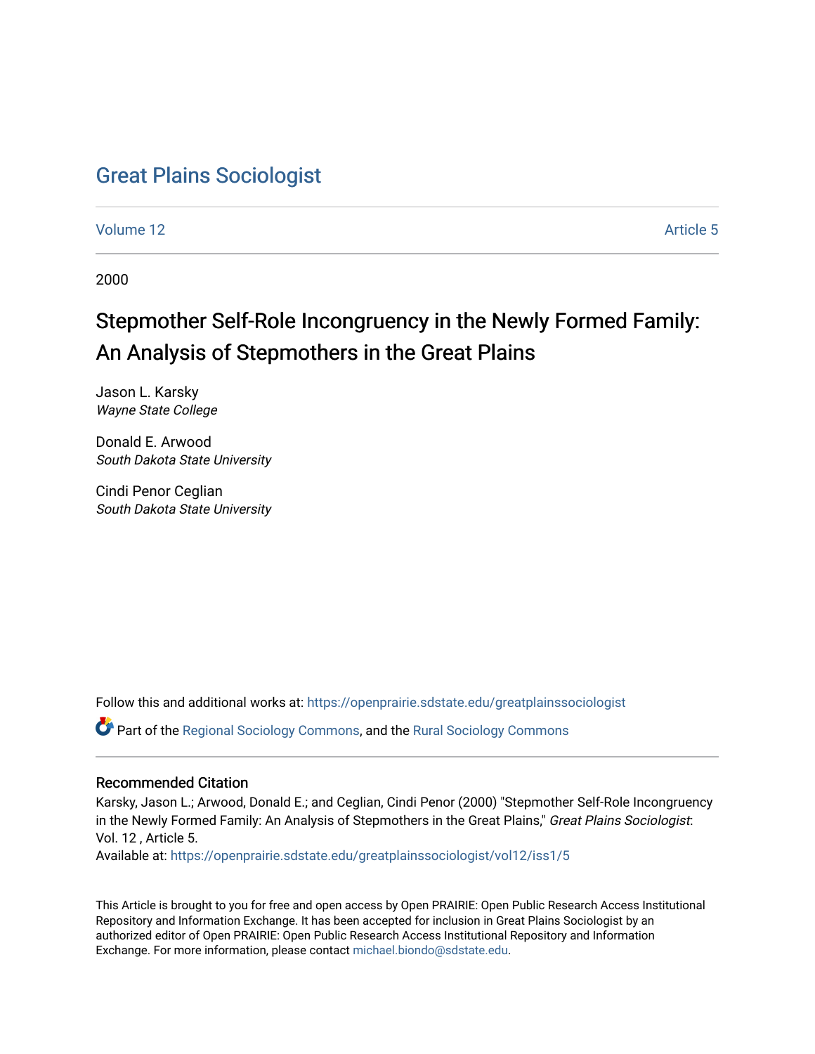# Great Plains Sociologist

Volume 12

Article 5

2000

## Stepmother Self-Role Incongruency in the Newly Formed Family: An Analysis of Stepmothers in the Great Plains

Jason L. Karsky
*Wayne State College*

Donald E. Arwood
*South Dakota State University*

Cindi Penor Ceglian
*South Dakota State University*

Follow this and additional works at: https://openprairie.sdstate.edu/greatplainssociologist

Part of the Regional Sociology Commons, and the Rural Sociology Commons

### Recommended Citation

Karsky, Jason L.; Arwood, Donald E.; and Ceglian, Cindi Penor (2000) "Stepmother Self-Role Incongruency in the Newly Formed Family: An Analysis of Stepmothers in the Great Plains," *Great Plains Sociologist*: Vol. 12 , Article 5.
Available at: https://openprairie.sdstate.edu/greatplainssociologist/vol12/iss1/5

This Article is brought to you for free and open access by Open PRAIRIE: Open Public Research Access Institutional Repository and Information Exchange. It has been accepted for inclusion in Great Plains Sociologist by an authorized editor of Open PRAIRIE: Open Public Research Access Institutional Repository and Information Exchange. For more information, please contact michael.biondo@sdstate.edu.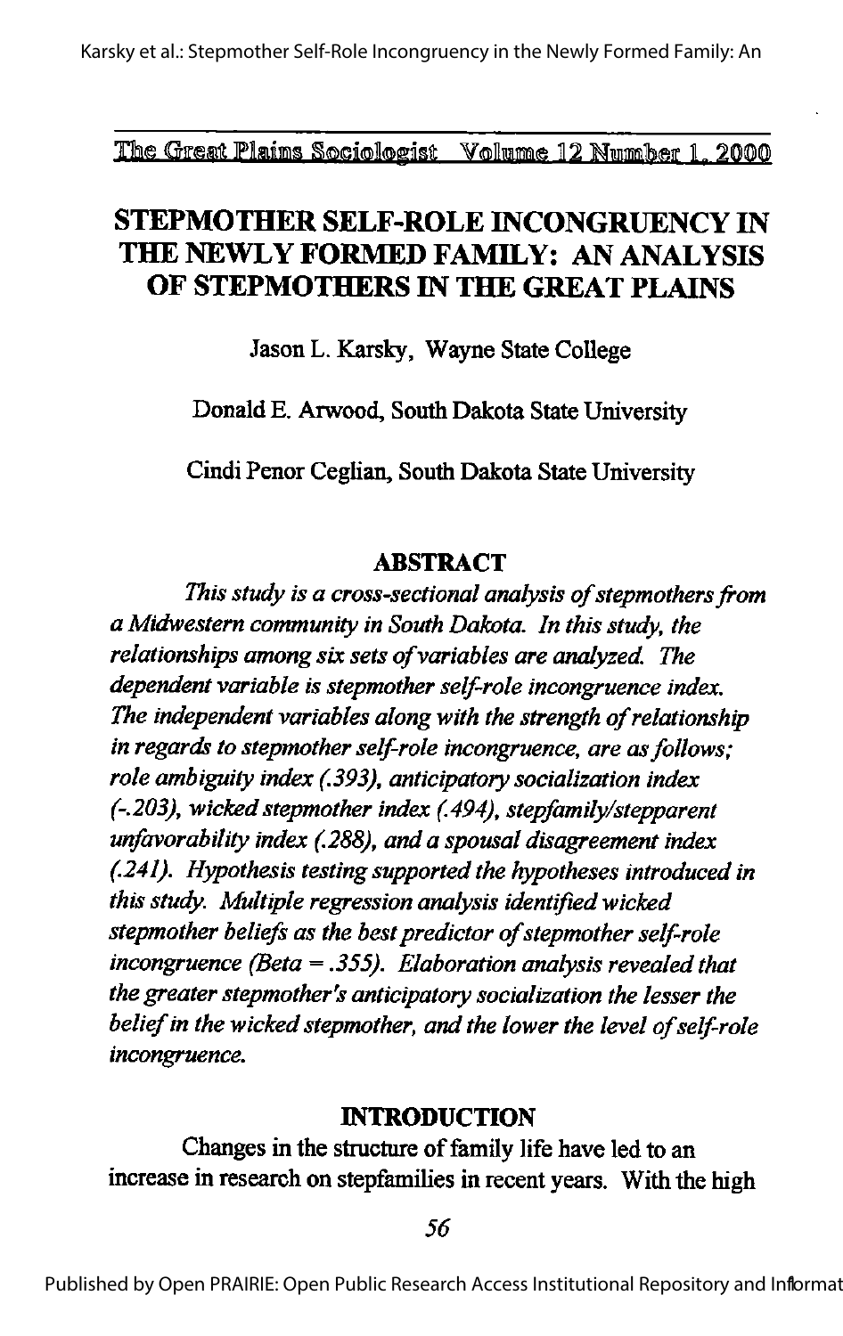# STEPMOTHER SELF-ROLE INCONGRUENCY IN THE NEWLY FORMED FAMILY: AN ANALYSIS OF STEPMOTHERS IN THE GREAT PLAINS

Jason L. Karsky, Wayne State College

Donald E. Arwood, South Dakota State University

Cindi Penor Ceglian, South Dakota State University

## ABSTRACT

*This study is a cross-sectional analysis of stepmothers from a Midwestern community in South Dakota. In this study, the relationships among six sets of variables are analyzed. The dependent variable is stepmother self-role incongruence index. The independent variables along with the strength of relationship in regards to stepmother self-role incongruence, are as follows; role ambiguity index (.393), anticipatory socialization index (-.203), wicked stepmother index (.494), stepfamily/stepparent unfavorability index (.288), and a spousal disagreement index (.241). Hypothesis testing supported the hypotheses introduced in this study. Multiple regression analysis identified wicked stepmother beliefs as the best predictor of stepmother self-role incongruence (Beta = .355). Elaboration analysis revealed that the greater stepmother's anticipatory socialization the lesser the belief in the wicked stepmother, and the lower the level of self-role incongruence.*

## INTRODUCTION

Changes in the structure of family life have led to an increase in research on stepfamilies in recent years. With the high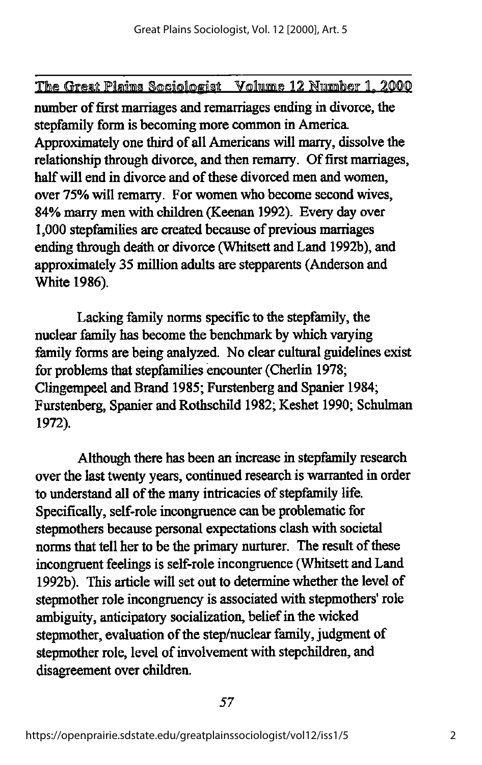number of first marriages and remarriages ending in divorce, the stepfamily form is becoming more common in America. Approximately one third of all Americans will marry, dissolve the relationship through divorce, and then remarry. Of first marriages, half will end in divorce and of these divorced men and women, over 75% will remarry. For women who become second wives, 84% marry men with children (Keenan 1992). Every day over 1,000 stepfamilies are created because of previous marriages ending through death or divorce (Whitsett and Land 1992b), and approximately 35 million adults are stepparents (Anderson and White 1986).

Lacking family norms specific to the stepfamily, the nuclear family has become the benchmark by which varying family forms are being analyzed. No clear cultural guidelines exist for problems that stepfamilies encounter (Cherlin 1978; Clingempeel and Brand 1985; Furstenberg and Spanier 1984; Furstenberg, Spanier and Rothschild 1982; Keshet 1990; Schulman 1972).

Although there has been an increase in stepfamily research over the last twenty years, continued research is warranted in order to understand all of the many intricacies of stepfamily life. Specifically, self-role incongruence can be problematic for stepmothers because personal expectations clash with societal norms that tell her to be the primary nurturer. The result of these incongruent feelings is self-role incongruence (Whitsett and Land 1992b). This article will set out to determine whether the level of stepmother role incongruency is associated with stepmothers' role ambiguity, anticipatory socialization, belief in the wicked stepmother, evaluation of the step/nuclear family, judgment of stepmother role, level of involvement with stepchildren, and disagreement over children.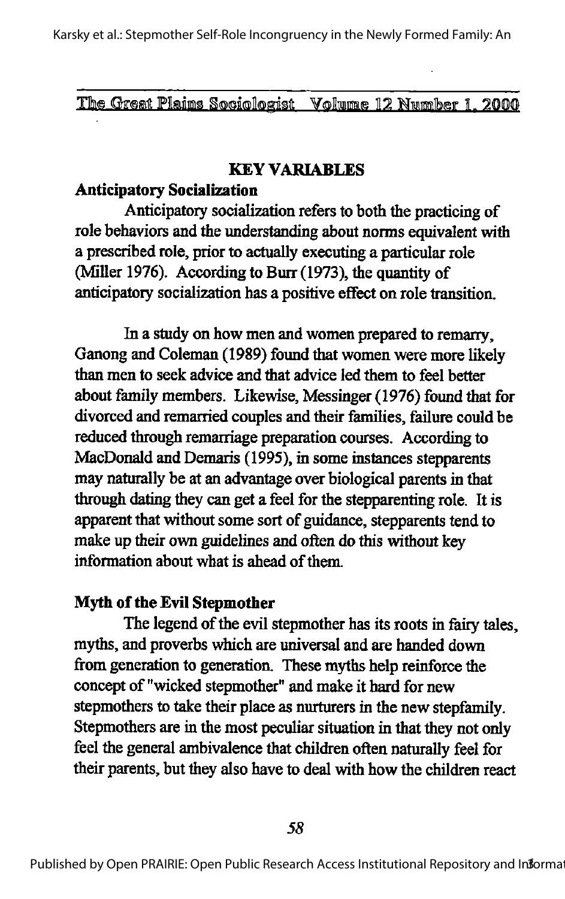## KEY VARIABLES

### Anticipatory Socialization

Anticipatory socialization refers to both the practicing of role behaviors and the understanding about norms equivalent with a prescribed role, prior to actually executing a particular role (Miller 1976). According to Burr (1973), the quantity of anticipatory socialization has a positive effect on role transition.

In a study on how men and women prepared to remarry, Ganong and Coleman (1989) found that women were more likely than men to seek advice and that advice led them to feel better about family members. Likewise, Messinger (1976) found that for divorced and remarried couples and their families, failure could be reduced through remarriage preparation courses. According to MacDonald and Demaris (1995), in some instances stepparents may naturally be at an advantage over biological parents in that through dating they can get a feel for the stepparenting role. It is apparent that without some sort of guidance, stepparents tend to make up their own guidelines and often do this without key information about what is ahead of them.

### Myth of the Evil Stepmother

The legend of the evil stepmother has its roots in fairy tales, myths, and proverbs which are universal and are handed down from generation to generation. These myths help reinforce the concept of "wicked stepmother" and make it hard for new stepmothers to take their place as nurturers in the new stepfamily. Stepmothers are in the most peculiar situation in that they not only feel the general ambivalence that children often naturally feel for their parents, but they also have to deal with how the children react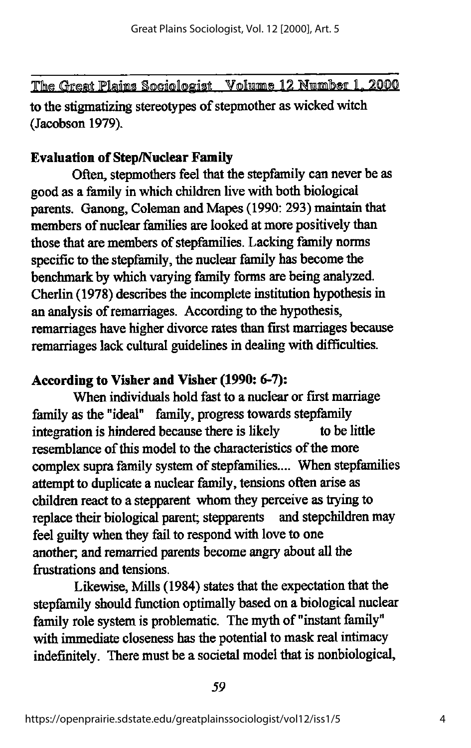to the stigmatizing stereotypes of stepmother as wicked witch (Jacobson 1979).

**Evaluation of Step/Nuclear Family**

Often, stepmothers feel that the stepfamily can never be as good as a family in which children live with both biological parents. Ganong, Coleman and Mapes (1990: 293) maintain that members of nuclear families are looked at more positively than those that are members of stepfamilies. Lacking family norms specific to the stepfamily, the nuclear family has become the benchmark by which varying family forms are being analyzed. Cherlin (1978) describes the incomplete institution hypothesis in an analysis of remarriages. According to the hypothesis, remarriages have higher divorce rates than first marriages because remarriages lack cultural guidelines in dealing with difficulties.

**According to Visher and Visher (1990: 6-7):**

When individuals hold fast to a nuclear or first marriage family as the "ideal" family, progress towards stepfamily integration is hindered because there is likely to be little resemblance of this model to the characteristics of the more complex supra family system of stepfamilies.... When stepfamilies attempt to duplicate a nuclear family, tensions often arise as children react to a stepparent whom they perceive as trying to replace their biological parent; stepparents and stepchildren may feel guilty when they fail to respond with love to one another; and remarried parents become angry about all the frustrations and tensions.

Likewise, Mills (1984) states that the expectation that the stepfamily should function optimally based on a biological nuclear family role system is problematic. The myth of "instant family" with immediate closeness has the potential to mask real intimacy indefinitely. There must be a societal model that is nonbiological,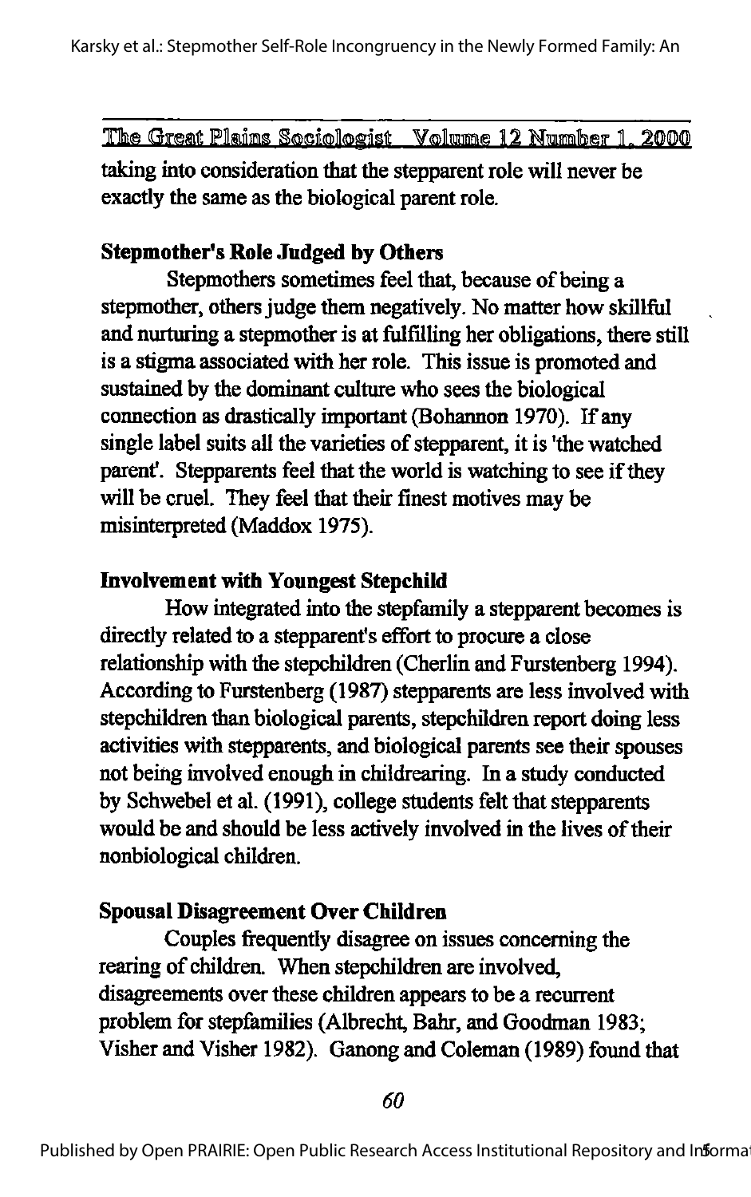taking into consideration that the stepparent role will never be exactly the same as the biological parent role.

### Stepmother's Role Judged by Others

Stepmothers sometimes feel that, because of being a stepmother, others judge them negatively. No matter how skillful and nurturing a stepmother is at fulfilling her obligations, there still is a stigma associated with her role. This issue is promoted and sustained by the dominant culture who sees the biological connection as drastically important (Bohannon 1970). If any single label suits all the varieties of stepparent, it is 'the watched parent'. Stepparents feel that the world is watching to see if they will be cruel. They feel that their finest motives may be misinterpreted (Maddox 1975).

### Involvement with Youngest Stepchild

How integrated into the stepfamily a stepparent becomes is directly related to a stepparent's effort to procure a close relationship with the stepchildren (Cherlin and Furstenberg 1994). According to Furstenberg (1987) stepparents are less involved with stepchildren than biological parents, stepchildren report doing less activities with stepparents, and biological parents see their spouses not being involved enough in childrearing. In a study conducted by Schwebel et al. (1991), college students felt that stepparents would be and should be less actively involved in the lives of their nonbiological children.

### Spousal Disagreement Over Children

Couples frequently disagree on issues concerning the rearing of children. When stepchildren are involved, disagreements over these children appears to be a recurrent problem for stepfamilies (Albrecht, Bahr, and Goodman 1983; Visher and Visher 1982). Ganong and Coleman (1989) found that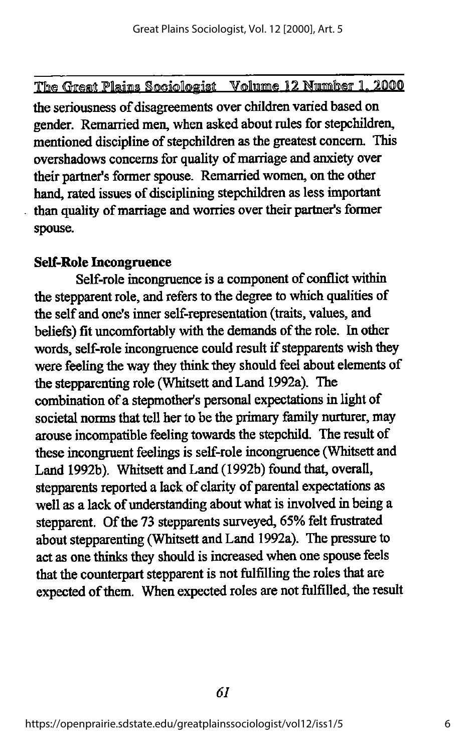the seriousness of disagreements over children varied based on gender. Remarried men, when asked about rules for stepchildren, mentioned discipline of stepchildren as the greatest concern. This overshadows concerns for quality of marriage and anxiety over their partner's former spouse. Remarried women, on the other hand, rated issues of disciplining stepchildren as less important than quality of marriage and worries over their partner's former spouse.

**Self-Role Incongruence**

Self-role incongruence is a component of conflict within the stepparent role, and refers to the degree to which qualities of the self and one's inner self-representation (traits, values, and beliefs) fit uncomfortably with the demands of the role. In other words, self-role incongruence could result if stepparents wish they were feeling the way they think they should feel about elements of the stepparenting role (Whitsett and Land 1992a). The combination of a stepmother's personal expectations in light of societal norms that tell her to be the primary family nurturer, may arouse incompatible feeling towards the stepchild. The result of these incongruent feelings is self-role incongruence (Whitsett and Land 1992b). Whitsett and Land (1992b) found that, overall, stepparents reported a lack of clarity of parental expectations as well as a lack of understanding about what is involved in being a stepparent. Of the 73 stepparents surveyed, 65% felt frustrated about stepparenting (Whitsett and Land 1992a). The pressure to act as one thinks they should is increased when one spouse feels that the counterpart stepparent is not fulfilling the roles that are expected of them. When expected roles are not fulfilled, the result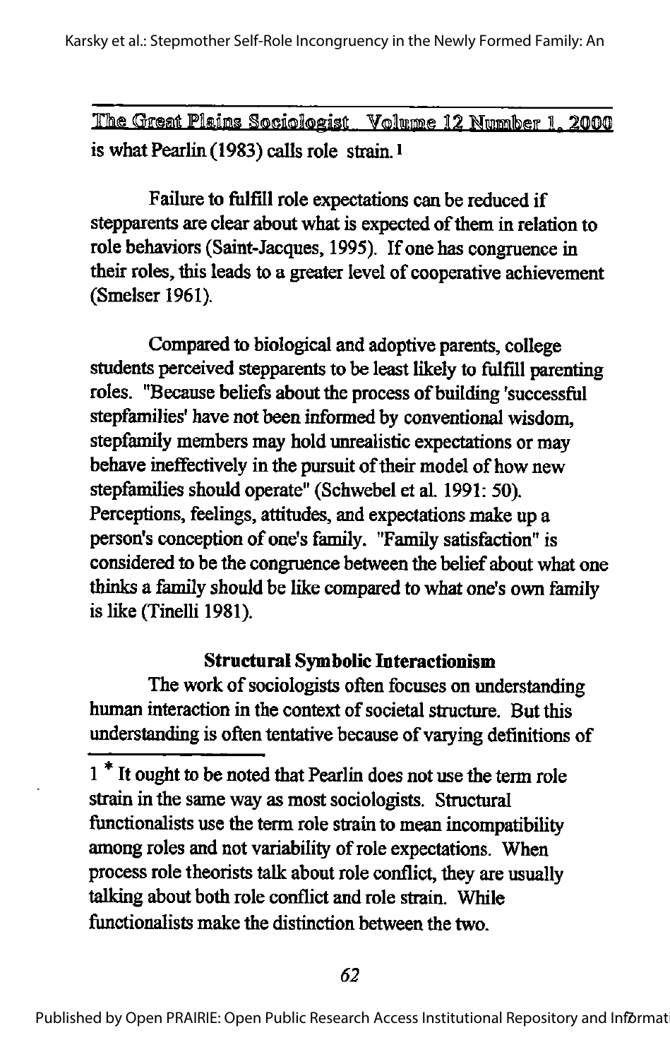is what Pearlin (1983) calls role strain.[1]

Failure to fulfill role expectations can be reduced if stepparents are clear about what is expected of them in relation to role behaviors (Saint-Jacques, 1995). If one has congruence in their roles, this leads to a greater level of cooperative achievement (Smelser 1961).

Compared to biological and adoptive parents, college students perceived stepparents to be least likely to fulfill parenting roles. "Because beliefs about the process of building 'successful stepfamilies' have not been informed by conventional wisdom, stepfamily members may hold unrealistic expectations or may behave ineffectively in the pursuit of their model of how new stepfamilies should operate" (Schwebel et al. 1991: 50). Perceptions, feelings, attitudes, and expectations make up a person's conception of one's family. "Family satisfaction" is considered to be the congruence between the belief about what one thinks a family should be like compared to what one's own family is like (Tinelli 1981).

### Structural Symbolic Interactionism

The work of sociologists often focuses on understanding human interaction in the context of societal structure. But this understanding is often tentative because of varying definitions of

---

1 * It ought to be noted that Pearlin does not use the term role strain in the same way as most sociologists. Structural functionalists use the term role strain to mean incompatibility among roles and not variability of role expectations. When process role theorists talk about role conflict, they are usually talking about both role conflict and role strain. While functionalists make the distinction between the two.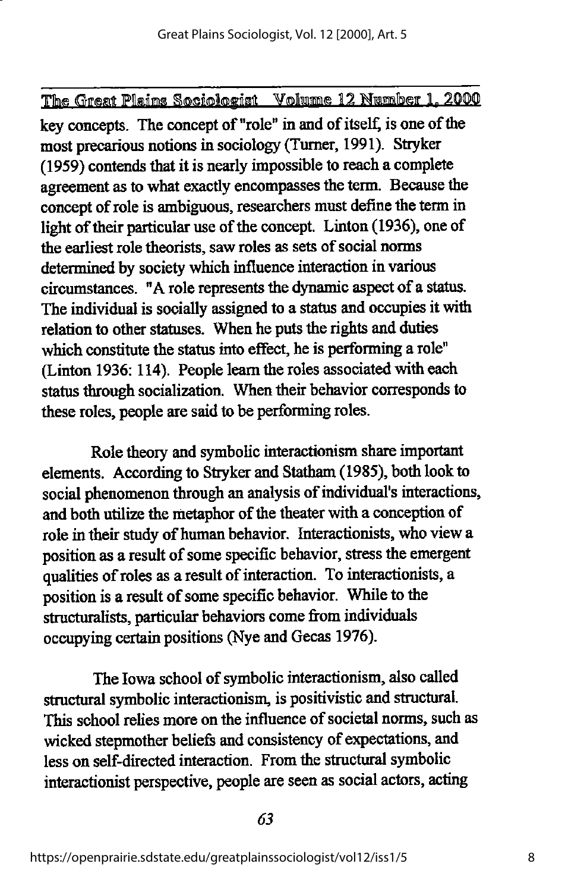key concepts. The concept of "role" in and of itself, is one of the most precarious notions in sociology (Turner, 1991). Stryker (1959) contends that it is nearly impossible to reach a complete agreement as to what exactly encompasses the term. Because the concept of role is ambiguous, researchers must define the term in light of their particular use of the concept. Linton (1936), one of the earliest role theorists, saw roles as sets of social norms determined by society which influence interaction in various circumstances. "A role represents the dynamic aspect of a status. The individual is socially assigned to a status and occupies it with relation to other statuses. When he puts the rights and duties which constitute the status into effect, he is performing a role" (Linton 1936: 114). People learn the roles associated with each status through socialization. When their behavior corresponds to these roles, people are said to be performing roles.

Role theory and symbolic interactionism share important elements. According to Stryker and Statham (1985), both look to social phenomenon through an analysis of individual's interactions, and both utilize the metaphor of the theater with a conception of role in their study of human behavior. Interactionists, who view a position as a result of some specific behavior, stress the emergent qualities of roles as a result of interaction. To interactionists, a position is a result of some specific behavior. While to the structuralists, particular behaviors come from individuals occupying certain positions (Nye and Gecas 1976).

The Iowa school of symbolic interactionism, also called structural symbolic interactionism, is positivistic and structural. This school relies more on the influence of societal norms, such as wicked stepmother beliefs and consistency of expectations, and less on self-directed interaction. From the structural symbolic interactionist perspective, people are seen as social actors, acting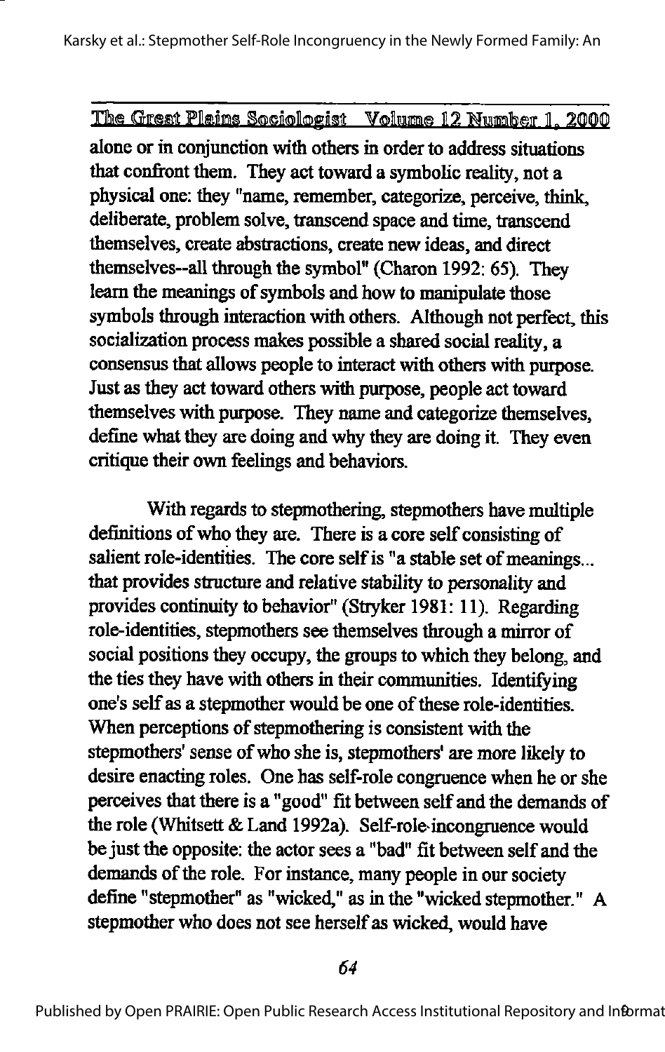alone or in conjunction with others in order to address situations that confront them. They act toward a symbolic reality, not a physical one: they "name, remember, categorize, perceive, think, deliberate, problem solve, transcend space and time, transcend themselves, create abstractions, create new ideas, and direct themselves--all through the symbol" (Charon 1992: 65). They learn the meanings of symbols and how to manipulate those symbols through interaction with others. Although not perfect, this socialization process makes possible a shared social reality, a consensus that allows people to interact with others with purpose. Just as they act toward others with purpose, people act toward themselves with purpose. They name and categorize themselves, define what they are doing and why they are doing it. They even critique their own feelings and behaviors.

With regards to stepmothering, stepmothers have multiple definitions of who they are. There is a core self consisting of salient role-identities. The core self is "a stable set of meanings... that provides structure and relative stability to personality and provides continuity to behavior" (Stryker 1981: 11). Regarding role-identities, stepmothers see themselves through a mirror of social positions they occupy, the groups to which they belong, and the ties they have with others in their communities. Identifying one's self as a stepmother would be one of these role-identities. When perceptions of stepmothering is consistent with the stepmothers' sense of who she is, stepmothers' are more likely to desire enacting roles. One has self-role congruence when he or she perceives that there is a "good" fit between self and the demands of the role (Whitsett & Land 1992a). Self-role-incongruence would be just the opposite: the actor sees a "bad" fit between self and the demands of the role. For instance, many people in our society define "stepmother" as "wicked," as in the "wicked stepmother." A stepmother who does not see herself as wicked, would have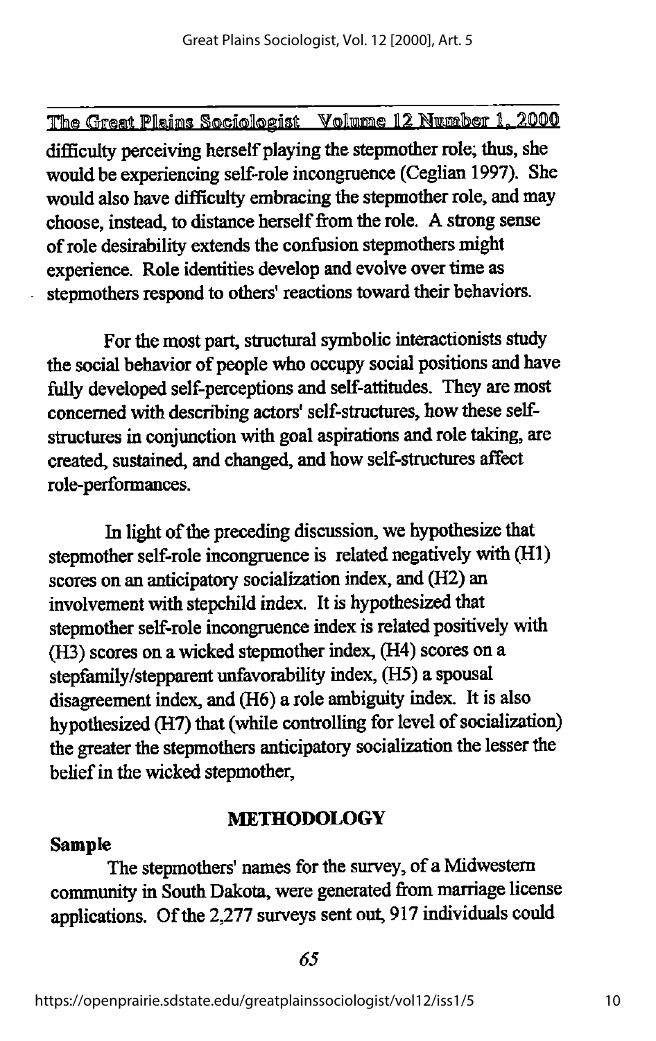difficulty perceiving herself playing the stepmother role; thus, she would be experiencing self-role incongruence (Ceglian 1997). She would also have difficulty embracing the stepmother role, and may choose, instead, to distance herself from the role. A strong sense of role desirability extends the confusion stepmothers might experience. Role identities develop and evolve over time as stepmothers respond to others' reactions toward their behaviors.

For the most part, structural symbolic interactionists study the social behavior of people who occupy social positions and have fully developed self-perceptions and self-attitudes. They are most concerned with describing actors' self-structures, how these self-structures in conjunction with goal aspirations and role taking, are created, sustained, and changed, and how self-structures affect role-performances.

In light of the preceding discussion, we hypothesize that stepmother self-role incongruence is related negatively with (H1) scores on an anticipatory socialization index, and (H2) an involvement with stepchild index. It is hypothesized that stepmother self-role incongruence index is related positively with (H3) scores on a wicked stepmother index, (H4) scores on a stepfamily/stepparent unfavorability index, (H5) a spousal disagreement index, and (H6) a role ambiguity index. It is also hypothesized (H7) that (while controlling for level of socialization) the greater the stepmothers anticipatory socialization the lesser the belief in the wicked stepmother,

## METHODOLOGY

### Sample

The stepmothers' names for the survey, of a Midwestern community in South Dakota, were generated from marriage license applications. Of the 2,277 surveys sent out, 917 individuals could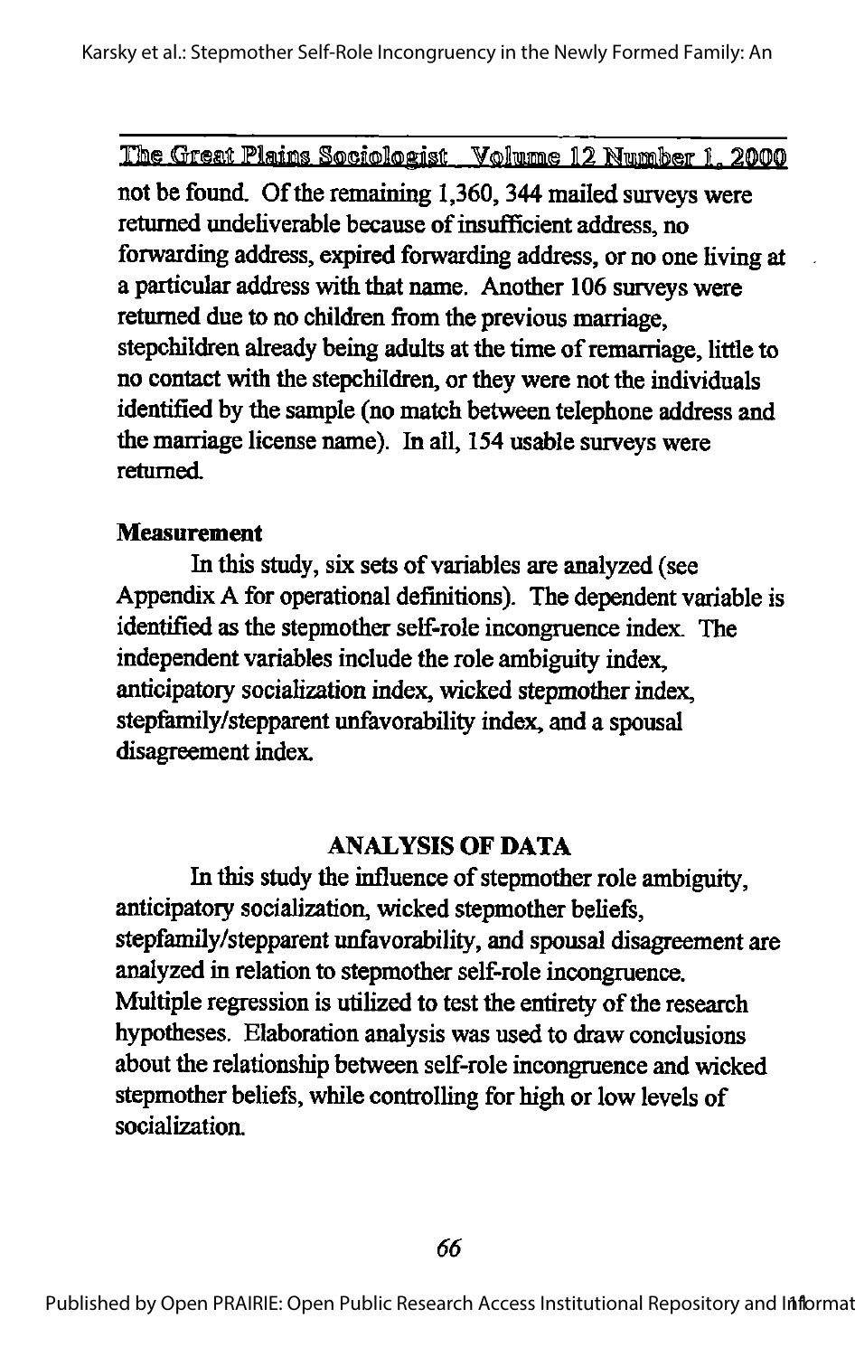not be found. Of the remaining 1,360, 344 mailed surveys were returned undeliverable because of insufficient address, no forwarding address, expired forwarding address, or no one living at a particular address with that name. Another 106 surveys were returned due to no children from the previous marriage, stepchildren already being adults at the time of remarriage, little to no contact with the stepchildren, or they were not the individuals identified by the sample (no match between telephone address and the marriage license name). In all, 154 usable surveys were returned.

**Measurement**

In this study, six sets of variables are analyzed (see Appendix A for operational definitions). The dependent variable is identified as the stepmother self-role incongruence index. The independent variables include the role ambiguity index, anticipatory socialization index, wicked stepmother index, stepfamily/stepparent unfavorability index, and a spousal disagreement index.

## ANALYSIS OF DATA

In this study the influence of stepmother role ambiguity, anticipatory socialization, wicked stepmother beliefs, stepfamily/stepparent unfavorability, and spousal disagreement are analyzed in relation to stepmother self-role incongruence. Multiple regression is utilized to test the entirety of the research hypotheses. Elaboration analysis was used to draw conclusions about the relationship between self-role incongruence and wicked stepmother beliefs, while controlling for high or low levels of socialization.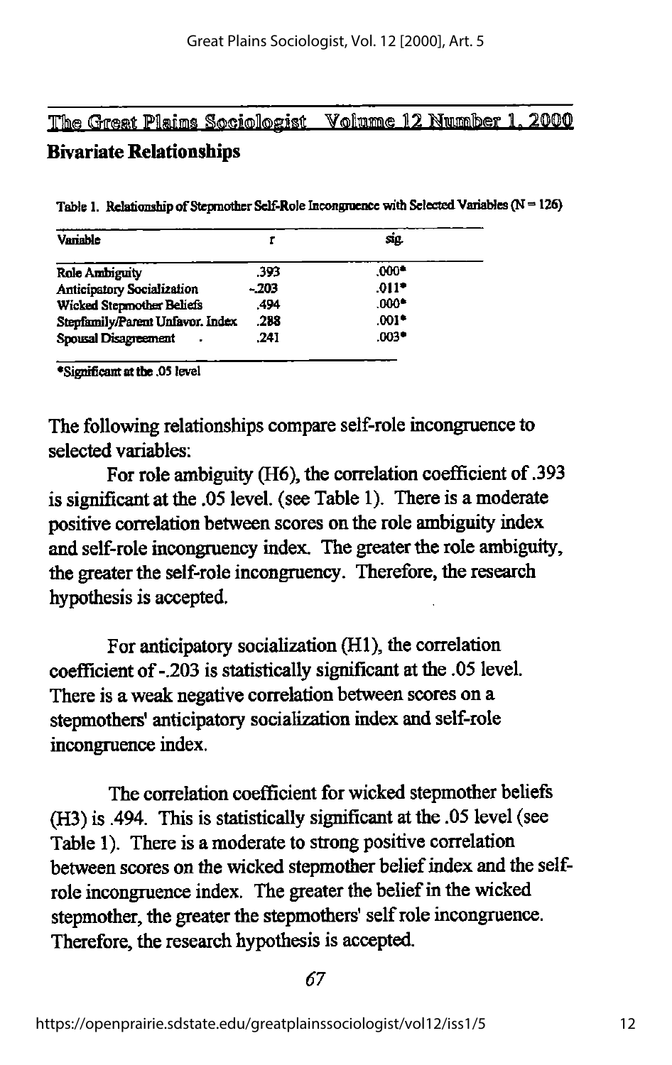## Bivariate Relationships

Table 1. Relationship of Stepmother Self-Role Incongruence with Selected Variables (N = 126)

| Variable | r | sig. |
|---|---|---|
| Role Ambiguity | .393 | .000* |
| Anticipatory Socialization | -.203 | .011* |
| Wicked Stepmother Beliefs | .494 | .000* |
| Stepfamily/Parent Unfavor. Index | .288 | .001* |
| Spousal Disagreement | .241 | .003* |

*Significant at the .05 level

The following relationships compare self-role incongruence to selected variables:

For role ambiguity (H6), the correlation coefficient of .393 is significant at the .05 level. (see Table 1). There is a moderate positive correlation between scores on the role ambiguity index and self-role incongruency index. The greater the role ambiguity, the greater the self-role incongruency. Therefore, the research hypothesis is accepted.

For anticipatory socialization (H1), the correlation coefficient of -.203 is statistically significant at the .05 level. There is a weak negative correlation between scores on a stepmothers' anticipatory socialization index and self-role incongruence index.

The correlation coefficient for wicked stepmother beliefs (H3) is .494. This is statistically significant at the .05 level (see Table 1). There is a moderate to strong positive correlation between scores on the wicked stepmother belief index and the self-role incongruence index. The greater the belief in the wicked stepmother, the greater the stepmothers' self role incongruence. Therefore, the research hypothesis is accepted.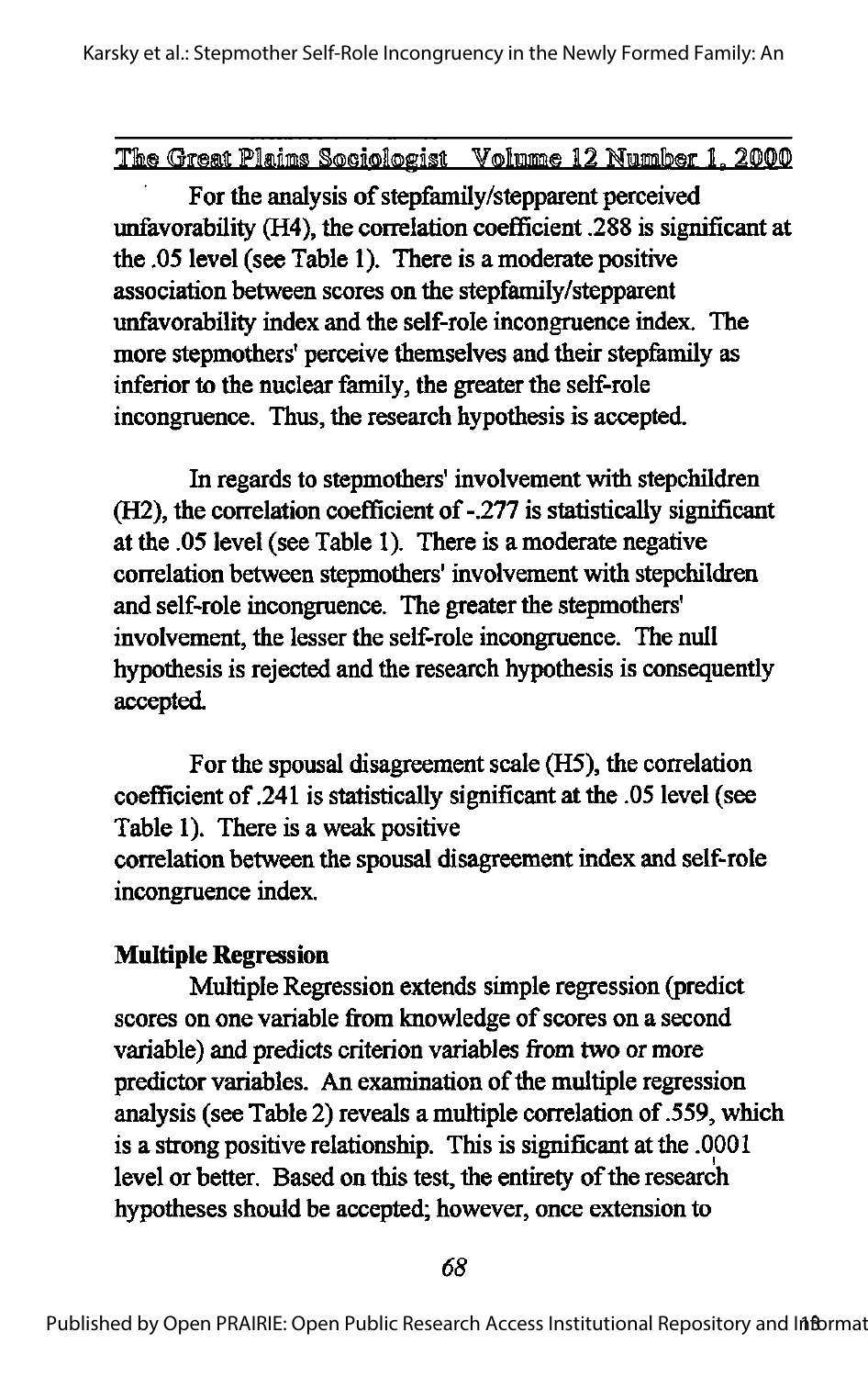For the analysis of stepfamily/stepparent perceived unfavorability (H4), the correlation coefficient .288 is significant at the .05 level (see Table 1). There is a moderate positive association between scores on the stepfamily/stepparent unfavorability index and the self-role incongruence index. The more stepmothers' perceive themselves and their stepfamily as inferior to the nuclear family, the greater the self-role incongruence. Thus, the research hypothesis is accepted.

In regards to stepmothers' involvement with stepchildren (H2), the correlation coefficient of -.277 is statistically significant at the .05 level (see Table 1). There is a moderate negative correlation between stepmothers' involvement with stepchildren and self-role incongruence. The greater the stepmothers' involvement, the lesser the self-role incongruence. The null hypothesis is rejected and the research hypothesis is consequently accepted.

For the spousal disagreement scale (H5), the correlation coefficient of .241 is statistically significant at the .05 level (see Table 1). There is a weak positive correlation between the spousal disagreement index and self-role incongruence index.

**Multiple Regression**

Multiple Regression extends simple regression (predict scores on one variable from knowledge of scores on a second variable) and predicts criterion variables from two or more predictor variables. An examination of the multiple regression analysis (see Table 2) reveals a multiple correlation of .559, which is a strong positive relationship. This is significant at the .0001 level or better. Based on this test, the entirety of the research hypotheses should be accepted; however, once extension to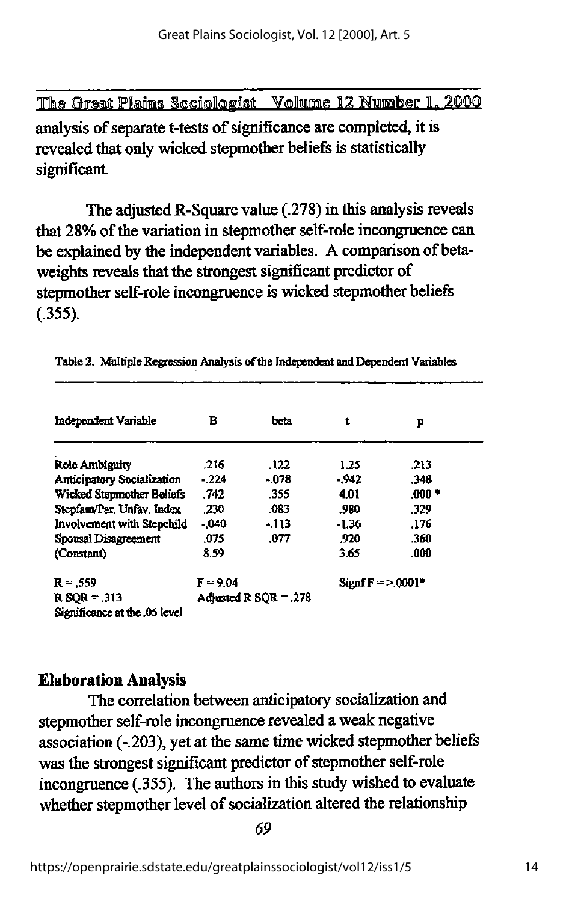analysis of separate t-tests of significance are completed, it is revealed that only wicked stepmother beliefs is statistically significant.

The adjusted R-Square value (.278) in this analysis reveals that 28% of the variation in stepmother self-role incongruence can be explained by the independent variables. A comparison of beta-weights reveals that the strongest significant predictor of stepmother self-role incongruence is wicked stepmother beliefs (.355).

Table 2. Multiple Regression Analysis of the Independent and Dependent Variables

| Independent Variable | B | beta | t | p |
|---|---|---|---|---|
| Role Ambiguity | .216 | .122 | 1.25 | .213 |
| Anticipatory Socialization | -.224 | -.078 | -.942 | .348 |
| Wicked Stepmother Beliefs | .742 | .355 | 4.01 | .000 * |
| Stepfam/Par. Unfav. Index | .230 | .083 | .980 | .329 |
| Involvement with Stepchild | -.040 | -.113 | -1.36 | .176 |
| Spousal Disagreement | .075 | .077 | .920 | .360 |
| (Constant) | 8.59 | | 3.65 | .000 |

R = .559 &nbsp;&nbsp; F = 9.04 &nbsp;&nbsp; Signf F = >.0001*

R SQR = .313 &nbsp;&nbsp; Adjusted R SQR = .278

Significance at the .05 level

## Elaboration Analysis

The correlation between anticipatory socialization and stepmother self-role incongruence revealed a weak negative association (-.203), yet at the same time wicked stepmother beliefs was the strongest significant predictor of stepmother self-role incongruence (.355). The authors in this study wished to evaluate whether stepmother level of socialization altered the relationship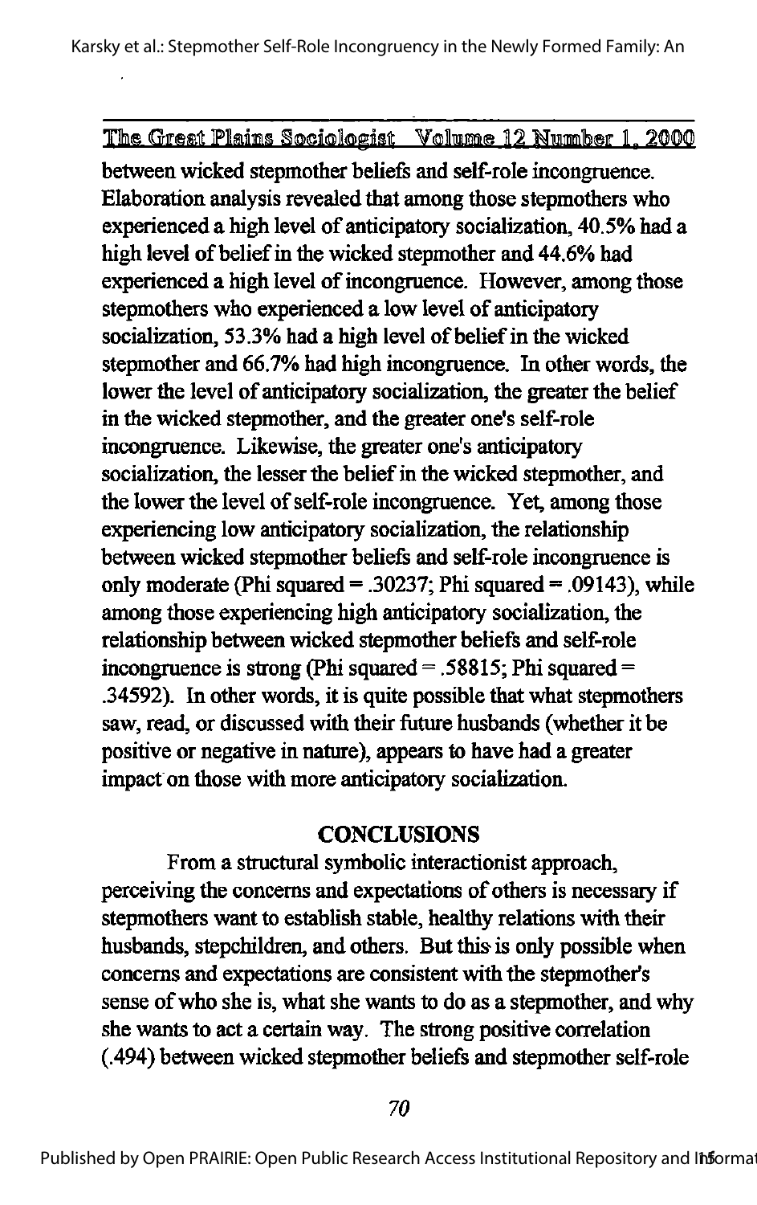between wicked stepmother beliefs and self-role incongruence. Elaboration analysis revealed that among those stepmothers who experienced a high level of anticipatory socialization, 40.5% had a high level of belief in the wicked stepmother and 44.6% had experienced a high level of incongruence. However, among those stepmothers who experienced a low level of anticipatory socialization, 53.3% had a high level of belief in the wicked stepmother and 66.7% had high incongruence. In other words, the lower the level of anticipatory socialization, the greater the belief in the wicked stepmother, and the greater one's self-role incongruence. Likewise, the greater one's anticipatory socialization, the lesser the belief in the wicked stepmother, and the lower the level of self-role incongruence. Yet, among those experiencing low anticipatory socialization, the relationship between wicked stepmother beliefs and self-role incongruence is only moderate (Phi squared = .30237; Phi squared = .09143), while among those experiencing high anticipatory socialization, the relationship between wicked stepmother beliefs and self-role incongruence is strong (Phi squared = .58815; Phi squared = .34592). In other words, it is quite possible that what stepmothers saw, read, or discussed with their future husbands (whether it be positive or negative in nature), appears to have had a greater impact on those with more anticipatory socialization.

## CONCLUSIONS

From a structural symbolic interactionist approach, perceiving the concerns and expectations of others is necessary if stepmothers want to establish stable, healthy relations with their husbands, stepchildren, and others. But this is only possible when concerns and expectations are consistent with the stepmother's sense of who she is, what she wants to do as a stepmother, and why she wants to act a certain way. The strong positive correlation (.494) between wicked stepmother beliefs and stepmother self-role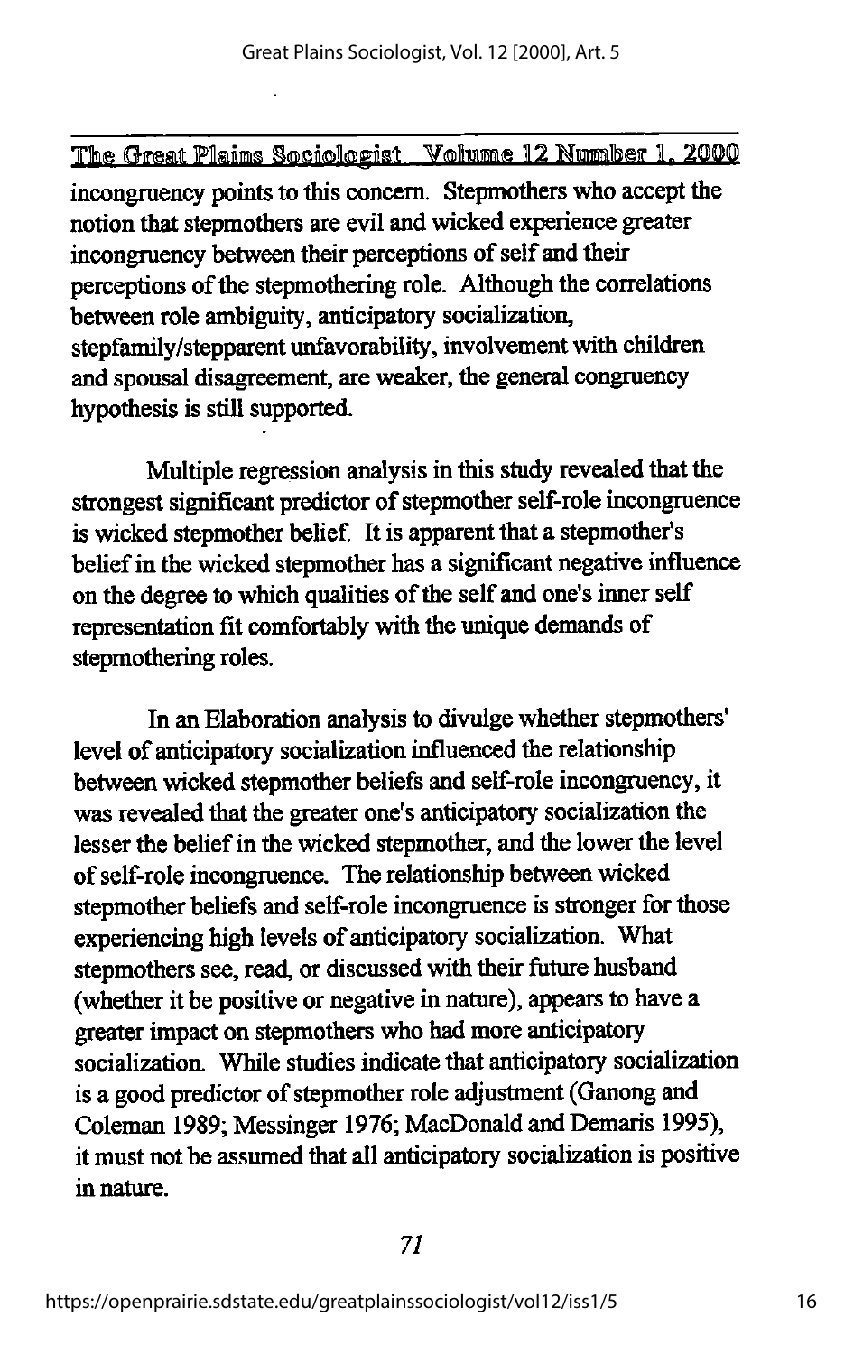incongruency points to this concern. Stepmothers who accept the notion that stepmothers are evil and wicked experience greater incongruency between their perceptions of self and their perceptions of the stepmothering role. Although the correlations between role ambiguity, anticipatory socialization, stepfamily/stepparent unfavorability, involvement with children and spousal disagreement, are weaker, the general congruency hypothesis is still supported.

Multiple regression analysis in this study revealed that the strongest significant predictor of stepmother self-role incongruence is wicked stepmother belief. It is apparent that a stepmother's belief in the wicked stepmother has a significant negative influence on the degree to which qualities of the self and one's inner self representation fit comfortably with the unique demands of stepmothering roles.

In an Elaboration analysis to divulge whether stepmothers' level of anticipatory socialization influenced the relationship between wicked stepmother beliefs and self-role incongruency, it was revealed that the greater one's anticipatory socialization the lesser the belief in the wicked stepmother, and the lower the level of self-role incongruence. The relationship between wicked stepmother beliefs and self-role incongruence is stronger for those experiencing high levels of anticipatory socialization. What stepmothers see, read, or discussed with their future husband (whether it be positive or negative in nature), appears to have a greater impact on stepmothers who had more anticipatory socialization. While studies indicate that anticipatory socialization is a good predictor of stepmother role adjustment (Ganong and Coleman 1989; Messinger 1976; MacDonald and Demaris 1995), it must not be assumed that all anticipatory socialization is positive in nature.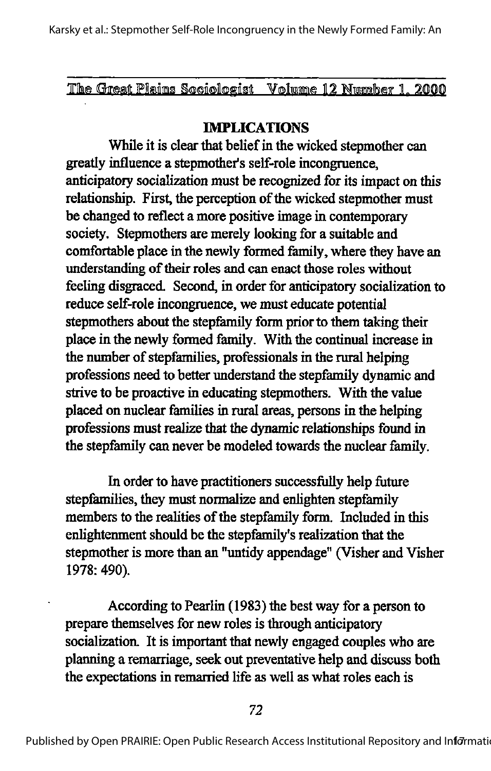## IMPLICATIONS

While it is clear that belief in the wicked stepmother can greatly influence a stepmother's self-role incongruence, anticipatory socialization must be recognized for its impact on this relationship. First, the perception of the wicked stepmother must be changed to reflect a more positive image in contemporary society. Stepmothers are merely looking for a suitable and comfortable place in the newly formed family, where they have an understanding of their roles and can enact those roles without feeling disgraced. Second, in order for anticipatory socialization to reduce self-role incongruence, we must educate potential stepmothers about the stepfamily form prior to them taking their place in the newly formed family. With the continual increase in the number of stepfamilies, professionals in the rural helping professions need to better understand the stepfamily dynamic and strive to be proactive in educating stepmothers. With the value placed on nuclear families in rural areas, persons in the helping professions must realize that the dynamic relationships found in the stepfamily can never be modeled towards the nuclear family.

In order to have practitioners successfully help future stepfamilies, they must normalize and enlighten stepfamily members to the realities of the stepfamily form. Included in this enlightenment should be the stepfamily's realization that the stepmother is more than an "untidy appendage" (Visher and Visher 1978: 490).

According to Pearlin (1983) the best way for a person to prepare themselves for new roles is through anticipatory socialization. It is important that newly engaged couples who are planning a remarriage, seek out preventative help and discuss both the expectations in remarried life as well as what roles each is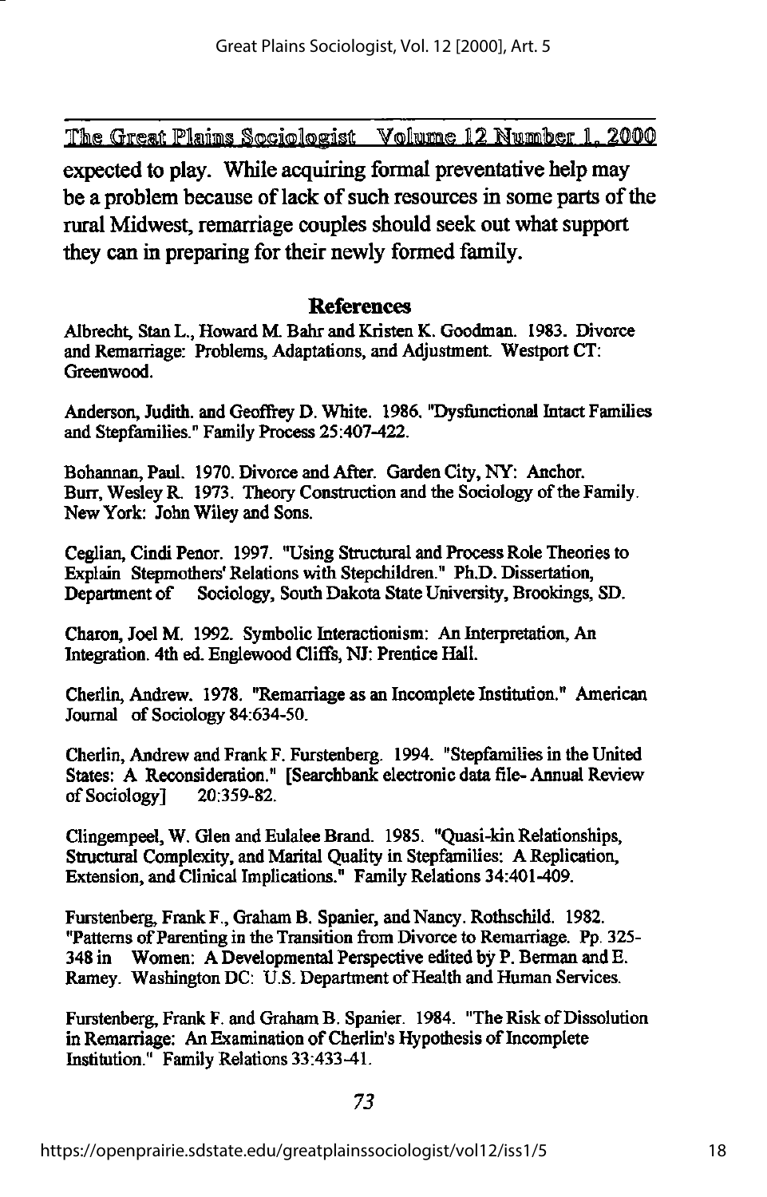expected to play. While acquiring formal preventative help may be a problem because of lack of such resources in some parts of the rural Midwest, remarriage couples should seek out what support they can in preparing for their newly formed family.

## References

Albrecht, Stan L., Howard M. Bahr and Kristen K. Goodman. 1983. Divorce and Remarriage: Problems, Adaptations, and Adjustment. Westport CT: Greenwood.

Anderson, Judith. and Geoffrey D. White. 1986. "Dysfunctional Intact Families and Stepfamilies." Family Process 25:407-422.

Bohannan, Paul. 1970. Divorce and After. Garden City, NY: Anchor.
Burr, Wesley R. 1973. Theory Construction and the Sociology of the Family. New York: John Wiley and Sons.

Ceglian, Cindi Penor. 1997. "Using Structural and Process Role Theories to Explain Stepmothers' Relations with Stepchildren." Ph.D. Dissertation, Department of Sociology, South Dakota State University, Brookings, SD.

Charon, Joel M. 1992. Symbolic Interactionism: An Interpretation, An Integration. 4th ed. Englewood Cliffs, NJ: Prentice Hall.

Cherlin, Andrew. 1978. "Remarriage as an Incomplete Institution." American Journal of Sociology 84:634-50.

Cherlin, Andrew and Frank F. Furstenberg. 1994. "Stepfamilies in the United States: A Reconsideration." [Searchbank electronic data file- Annual Review of Sociology] 20:359-82.

Clingempeel, W. Glen and Eulalee Brand. 1985. "Quasi-kin Relationships, Structural Complexity, and Marital Quality in Stepfamilies: A Replication, Extension, and Clinical Implications." Family Relations 34:401-409.

Furstenberg, Frank F., Graham B. Spanier, and Nancy. Rothschild. 1982. "Patterns of Parenting in the Transition from Divorce to Remarriage. Pp. 325-348 in Women: A Developmental Perspective edited by P. Berman and E. Ramey. Washington DC: U.S. Department of Health and Human Services.

Furstenberg, Frank F. and Graham B. Spanier. 1984. "The Risk of Dissolution in Remarriage: An Examination of Cherlin's Hypothesis of Incomplete Institution." Family Relations 33:433-41.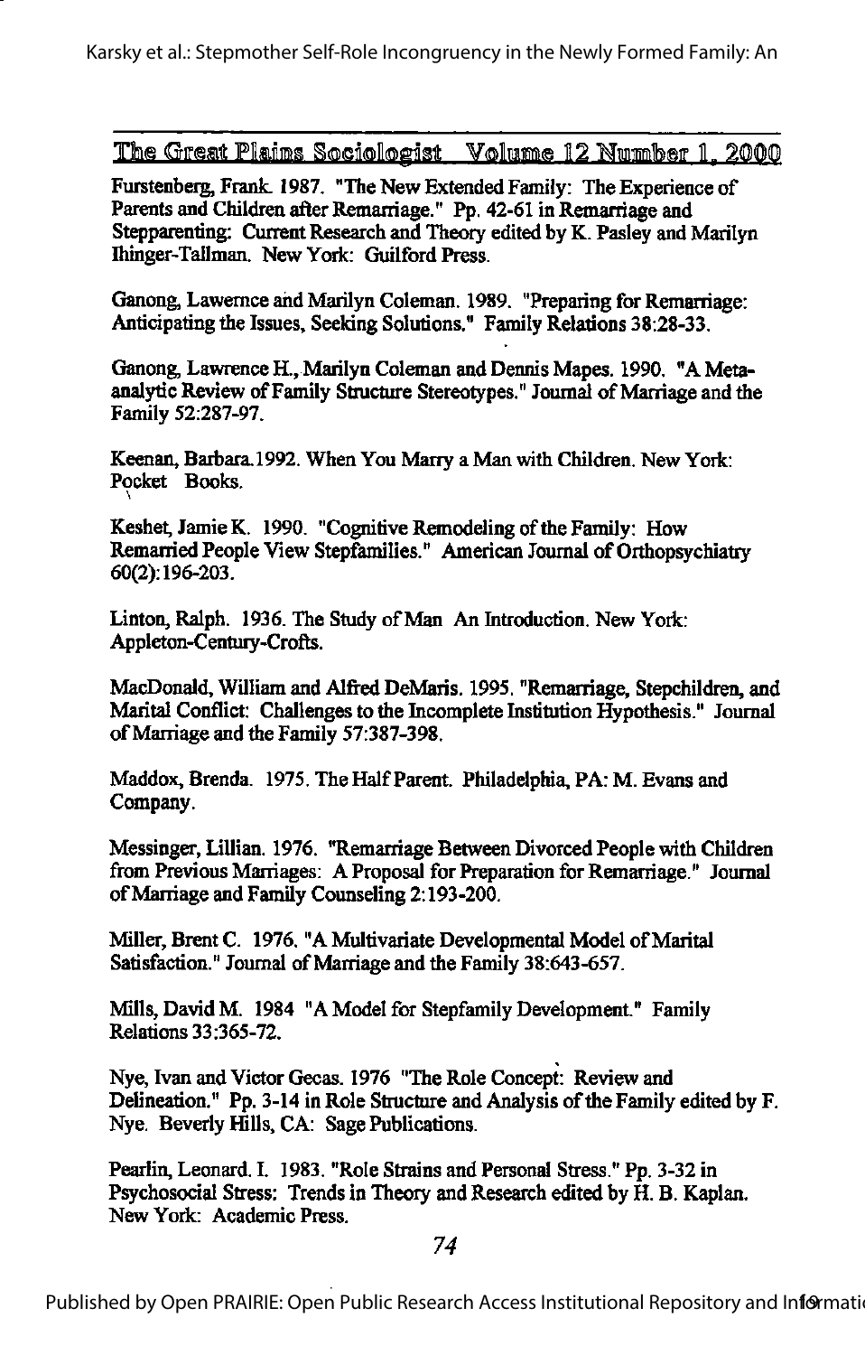Furstenberg, Frank. 1987. "The New Extended Family: The Experience of Parents and Children after Remarriage." Pp. 42-61 in Remarriage and Stepparenting: Current Research and Theory edited by K. Pasley and Marilyn Ihinger-Tallman. New York: Guilford Press.

Ganong, Lawernce and Marilyn Coleman. 1989. "Preparing for Remarriage: Anticipating the Issues, Seeking Solutions." Family Relations 38:28-33.

Ganong, Lawrence H., Marilyn Coleman and Dennis Mapes. 1990. "A Meta-analytic Review of Family Structure Stereotypes." Journal of Marriage and the Family 52:287-97.

Keenan, Barbara.1992. When You Marry a Man with Children. New York: Pocket Books.

Keshet, Jamie K. 1990. "Cognitive Remodeling of the Family: How Remarried People View Stepfamilies." American Journal of Orthopsychiatry 60(2):196-203.

Linton, Ralph. 1936. The Study of Man An Introduction. New York: Appleton-Century-Crofts.

MacDonald, William and Alfred DeMaris. 1995. "Remarriage, Stepchildren, and Marital Conflict: Challenges to the Incomplete Institution Hypothesis." Journal of Marriage and the Family 57:387-398.

Maddox, Brenda. 1975. The Half Parent. Philadelphia, PA: M. Evans and Company.

Messinger, Lillian. 1976. "Remarriage Between Divorced People with Children from Previous Marriages: A Proposal for Preparation for Remarriage." Journal of Marriage and Family Counseling 2:193-200.

Miller, Brent C. 1976. "A Multivariate Developmental Model of Marital Satisfaction." Journal of Marriage and the Family 38:643-657.

Mills, David M. 1984 "A Model for Stepfamily Development." Family Relations 33:365-72.

Nye, Ivan and Victor Gecas. 1976 "The Role Concept: Review and Delineation." Pp. 3-14 in Role Structure and Analysis of the Family edited by F. Nye. Beverly Hills, CA: Sage Publications.

Pearlin, Leonard. I. 1983. "Role Strains and Personal Stress." Pp. 3-32 in Psychosocial Stress: Trends in Theory and Research edited by H. B. Kaplan. New York: Academic Press.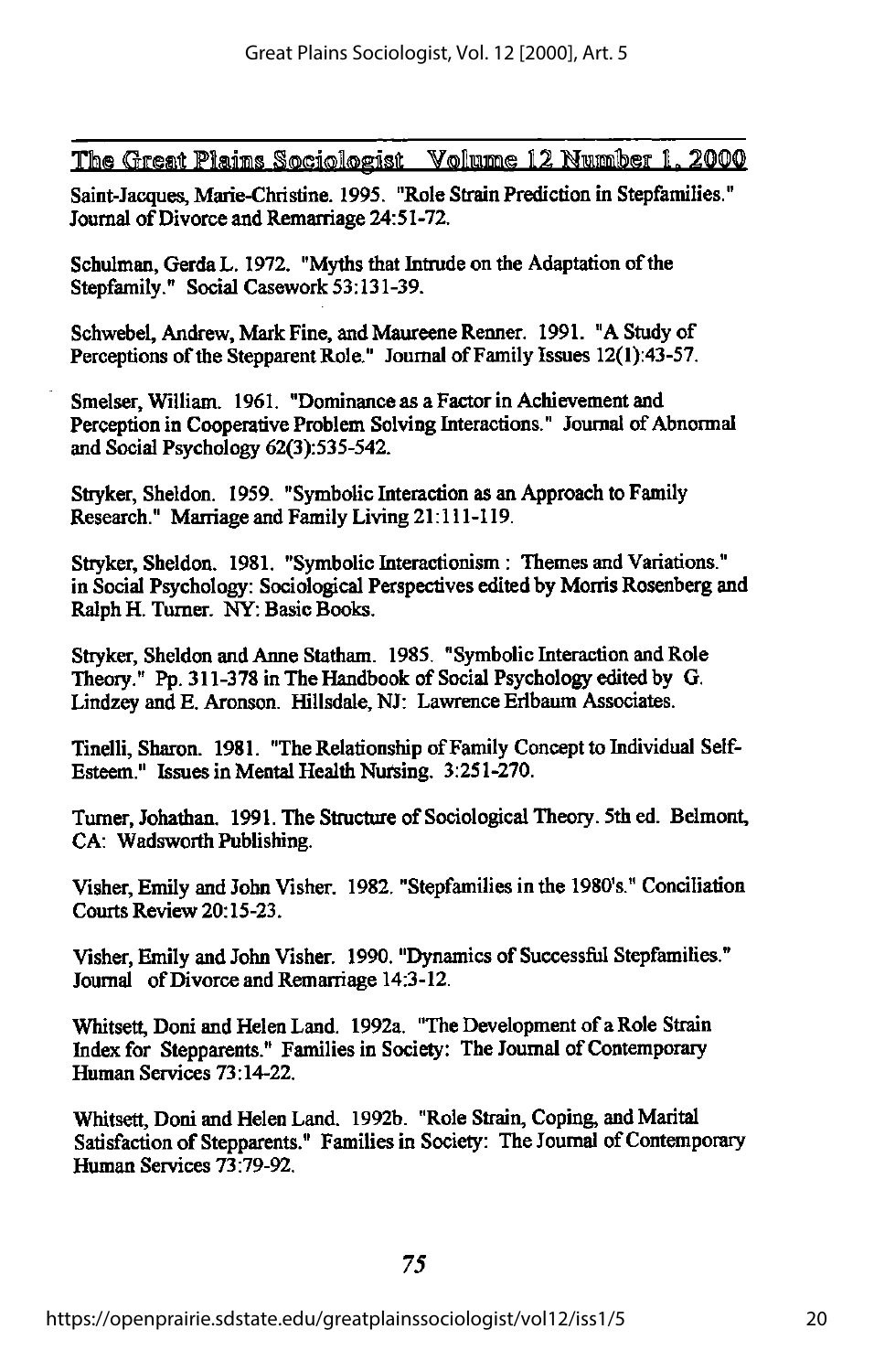Saint-Jacques, Marie-Christine. 1995. "Role Strain Prediction in Stepfamilies." Journal of Divorce and Remarriage 24:51-72.

Schulman, Gerda L. 1972. "Myths that Intrude on the Adaptation of the Stepfamily." Social Casework 53:131-39.

Schwebel, Andrew, Mark Fine, and Maureene Renner. 1991. "A Study of Perceptions of the Stepparent Role." Journal of Family Issues 12(1):43-57.

Smelser, William. 1961. "Dominance as a Factor in Achievement and Perception in Cooperative Problem Solving Interactions." Journal of Abnormal and Social Psychology 62(3):535-542.

Stryker, Sheldon. 1959. "Symbolic Interaction as an Approach to Family Research." Marriage and Family Living 21:111-119.

Stryker, Sheldon. 1981. "Symbolic Interactionism : Themes and Variations." in Social Psychology: Sociological Perspectives edited by Morris Rosenberg and Ralph H. Turner. NY: Basic Books.

Stryker, Sheldon and Anne Statham. 1985. "Symbolic Interaction and Role Theory." Pp. 311-378 in The Handbook of Social Psychology edited by G. Lindzey and E. Aronson. Hillsdale, NJ: Lawrence Erlbaum Associates.

Tinelli, Sharon. 1981. "The Relationship of Family Concept to Individual Self-Esteem." Issues in Mental Health Nursing. 3:251-270.

Turner, Johathan. 1991. The Structure of Sociological Theory. 5th ed. Belmont, CA: Wadsworth Publishing.

Visher, Emily and John Visher. 1982. "Stepfamilies in the 1980's." Conciliation Courts Review 20:15-23.

Visher, Emily and John Visher. 1990. "Dynamics of Successful Stepfamilies." Journal of Divorce and Remarriage 14:3-12.

Whitsett, Doni and Helen Land. 1992a. "The Development of a Role Strain Index for Stepparents." Families in Society: The Journal of Contemporary Human Services 73:14-22.

Whitsett, Doni and Helen Land. 1992b. "Role Strain, Coping, and Marital Satisfaction of Stepparents." Families in Society: The Journal of Contemporary Human Services 73:79-92.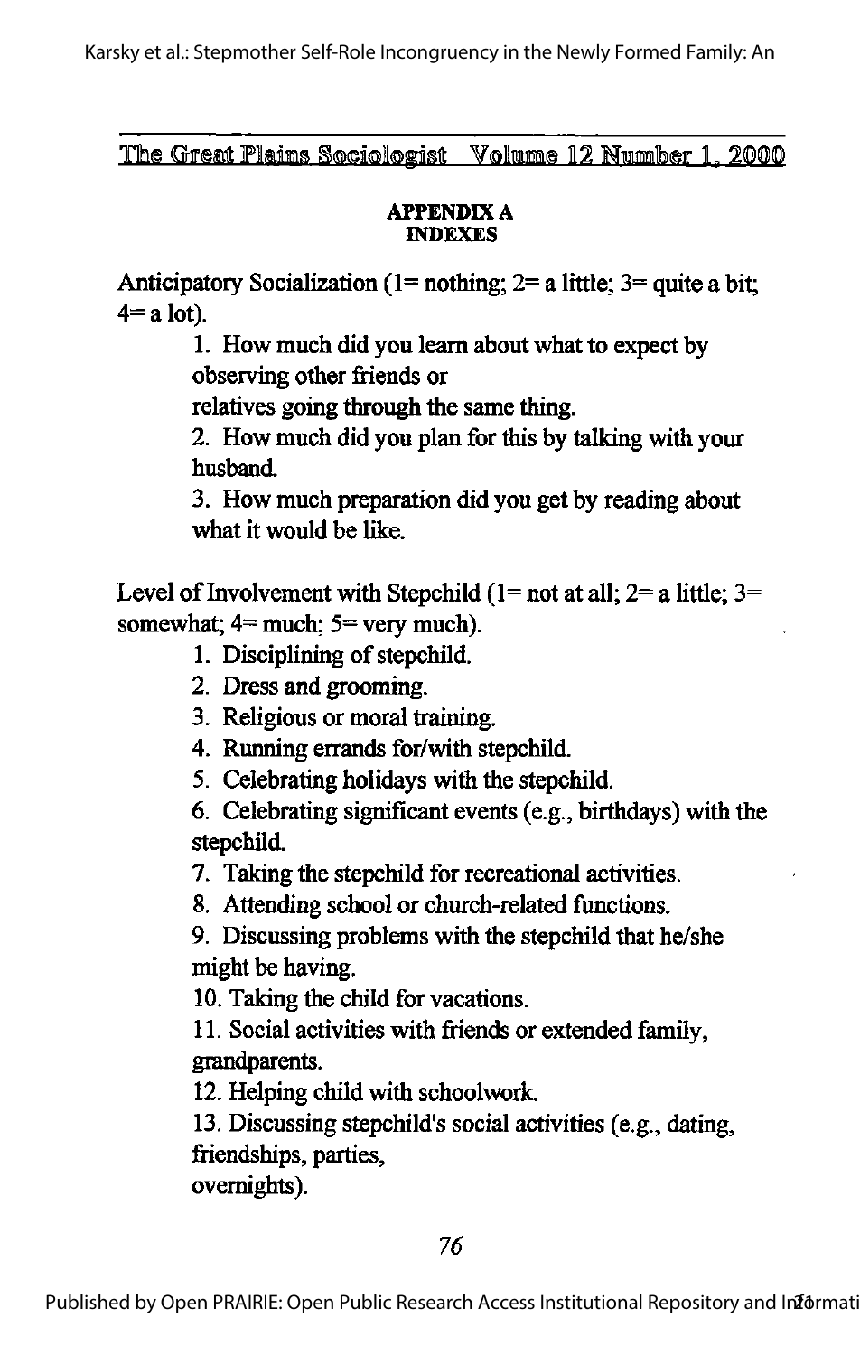## APPENDIX A
### INDEXES

Anticipatory Socialization (1= nothing; 2= a little; 3= quite a bit; 4= a lot).

1. How much did you learn about what to expect by observing other friends or relatives going through the same thing.
2. How much did you plan for this by talking with your husband.
3. How much preparation did you get by reading about what it would be like.

Level of Involvement with Stepchild (1= not at all; 2= a little; 3= somewhat; 4= much; 5= very much).

1. Disciplining of stepchild.
2. Dress and grooming.
3. Religious or moral training.
4. Running errands for/with stepchild.
5. Celebrating holidays with the stepchild.
6. Celebrating significant events (e.g., birthdays) with the stepchild.
7. Taking the stepchild for recreational activities.
8. Attending school or church-related functions.
9. Discussing problems with the stepchild that he/she might be having.
10. Taking the child for vacations.
11. Social activities with friends or extended family, grandparents.
12. Helping child with schoolwork.
13. Discussing stepchild's social activities (e.g., dating, friendships, parties, overnights).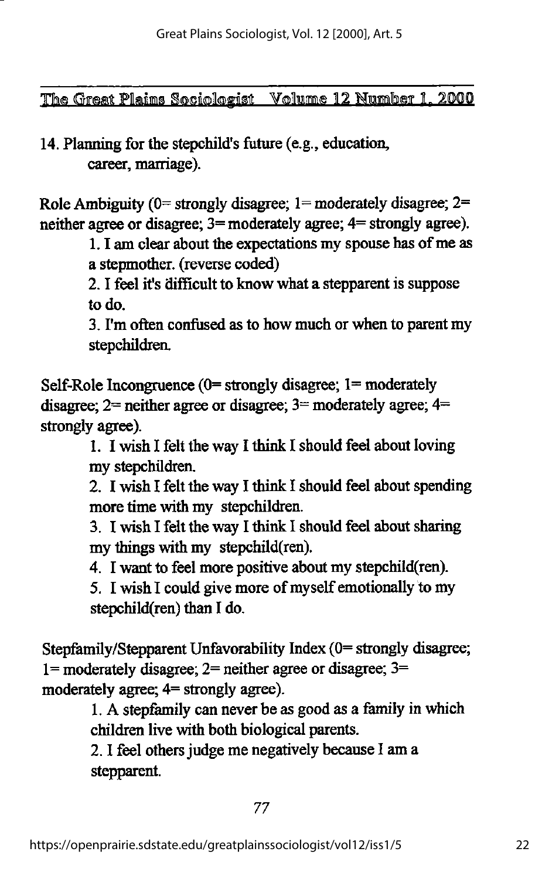14. Planning for the stepchild's future (e.g., education, career, marriage).

Role Ambiguity (0= strongly disagree; 1= moderately disagree; 2= neither agree or disagree; 3= moderately agree; 4= strongly agree).

1. I am clear about the expectations my spouse has of me as a stepmother. (reverse coded)
2. I feel it's difficult to know what a stepparent is suppose to do.
3. I'm often confused as to how much or when to parent my stepchildren.

Self-Role Incongruence (0= strongly disagree; 1= moderately disagree; 2= neither agree or disagree; 3= moderately agree; 4= strongly agree).

1. I wish I felt the way I think I should feel about loving my stepchildren.
2. I wish I felt the way I think I should feel about spending more time with my stepchildren.
3. I wish I felt the way I think I should feel about sharing my things with my stepchild(ren).
4. I want to feel more positive about my stepchild(ren).
5. I wish I could give more of myself emotionally to my stepchild(ren) than I do.

Stepfamily/Stepparent Unfavorability Index (0= strongly disagree; 1= moderately disagree; 2= neither agree or disagree; 3= moderately agree; 4= strongly agree).

1. A stepfamily can never be as good as a family in which children live with both biological parents.
2. I feel others judge me negatively because I am a stepparent.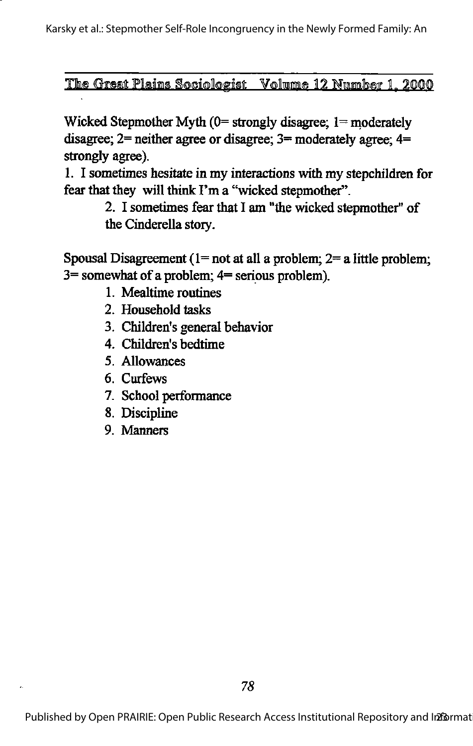Wicked Stepmother Myth (0= strongly disagree; 1= moderately disagree; 2= neither agree or disagree; 3= moderately agree; 4= strongly agree).

1. I sometimes hesitate in my interactions with my stepchildren for fear that they will think I'm a "wicked stepmother".
2. I sometimes fear that I am "the wicked stepmother" of the Cinderella story.

Spousal Disagreement (1= not at all a problem; 2= a little problem; 3= somewhat of a problem; 4= serious problem).

1. Mealtime routines
2. Household tasks
3. Children's general behavior
4. Children's bedtime
5. Allowances
6. Curfews
7. School performance
8. Discipline
9. Manners